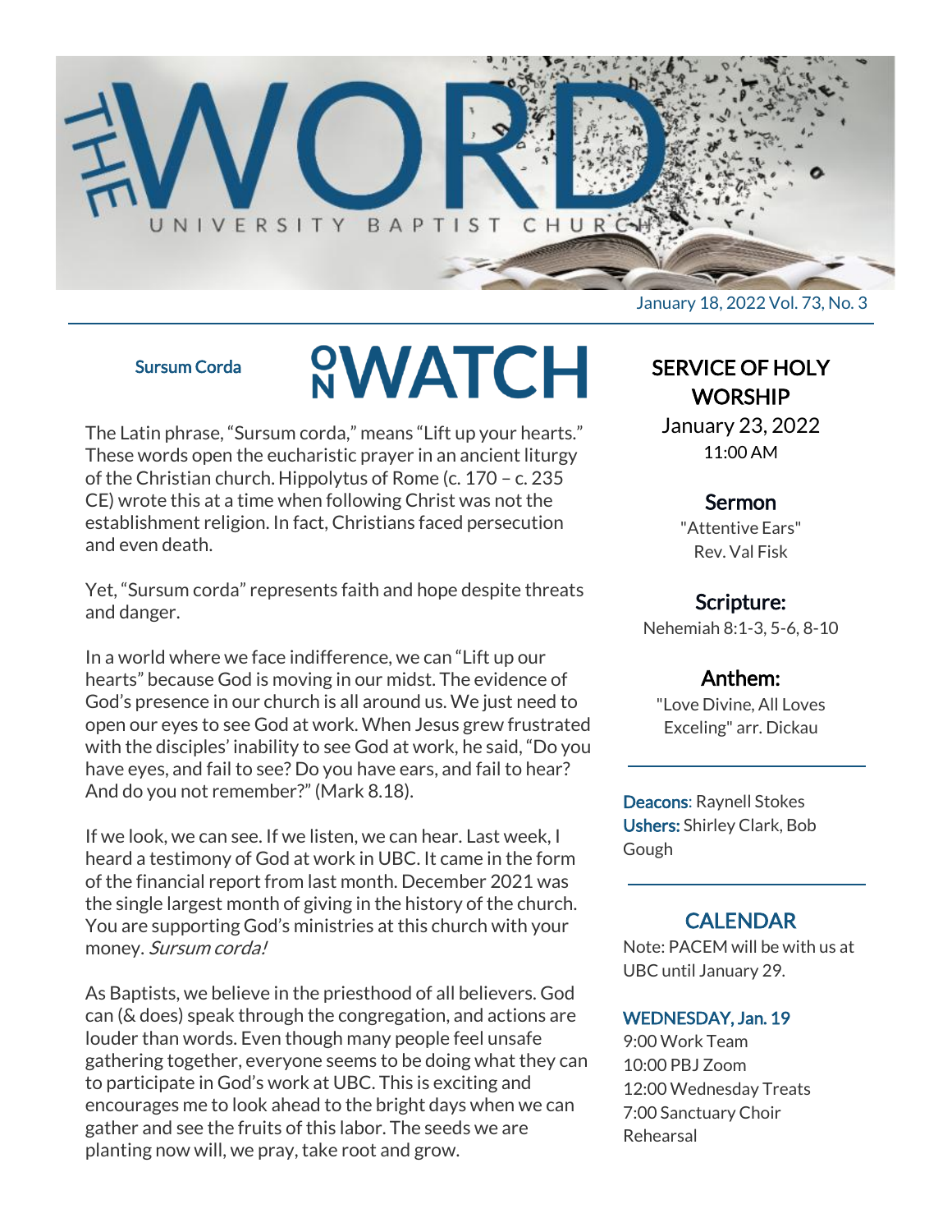# THE WORD

UNIVERSITY BAPTIST CHURCH

January 18, 2022 Vol. 73, No. 3

## ON WATCH

### Sursum Corda

The Latin phrase, "Sursum corda," means "Lift up your hearts." These words open the eucharistic prayer in an ancient liturgy of the Christian church. Hippolytus of Rome (c. 170 – c. 235 CE) wrote this at a time when following Christ was not the establishment religion. In fact, Christians faced persecution and even death.

Yet, "Sursum corda" represents faith and hope despite threats and danger.

In a world where we face indifference, we can "Lift up our hearts" because God is moving in our midst. The evidence of God's presence in our church is all around us. We just need to open our eyes to see God at work. When Jesus grew frustrated with the disciples' inability to see God at work, he said, "Do you have eyes, and fail to see? Do you have ears, and fail to hear? And do you not remember?" (Mark 8.18).

If we look, we can see. If we listen, we can hear. Last week, I heard a testimony of God at work in UBC. It came in the form of the financial report from last month. December 2021 was the single largest month of giving in the history of the church. You are supporting God's ministries at this church with your money. *Sursum corda!*

As Baptists, we believe in the priesthood of all believers. God can (& does) speak through the congregation, and actions are louder than words. Even though many people feel unsafe gathering together, everyone seems to be doing what they can to participate in God's work at UBC. This is exciting and encourages me to look ahead to the bright days when we can gather and see the fruits of this labor. The seeds we are planting now will, we pray, take root and grow.

## SERVICE OF HOLY WORSHIP

January 23, 2022
11:00 AM

### Sermon

"Attentive Ears"
Rev. Val Fisk

### Scripture:

Nehemiah 8:1-3, 5-6, 8-10

### Anthem:

"Love Divine, All Loves Exceling" arr. Dickau

---

**Deacons**: Raynell Stokes
**Ushers:** Shirley Clark, Bob Gough

---

## CALENDAR

Note: PACEM will be with us at UBC until January 29.

### WEDNESDAY, Jan. 19

9:00 Work Team
10:00 PBJ Zoom
12:00 Wednesday Treats
7:00 Sanctuary Choir Rehearsal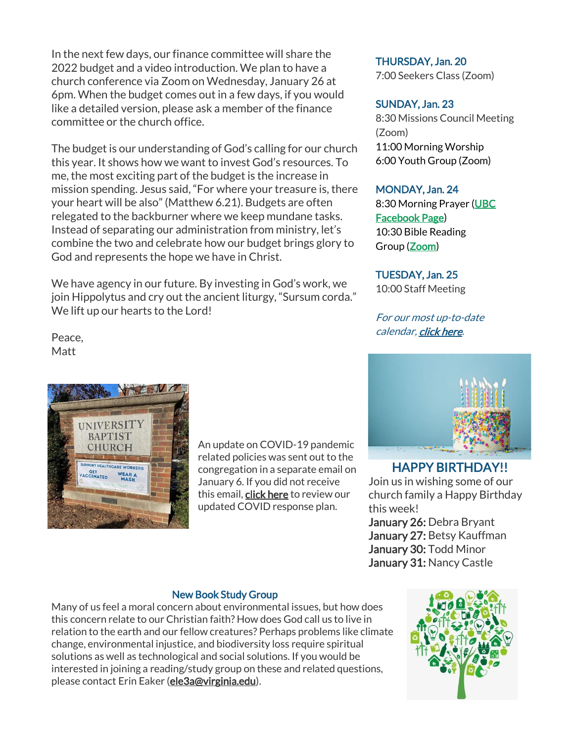In the next few days, our finance committee will share the 2022 budget and a video introduction. We plan to have a church conference via Zoom on Wednesday, January 26 at 6pm. When the budget comes out in a few days, if you would like a detailed version, please ask a member of the finance committee or the church office.

The budget is our understanding of God's calling for our church this year. It shows how we want to invest God's resources. To me, the most exciting part of the budget is the increase in mission spending. Jesus said, "For where your treasure is, there your heart will be also" (Matthew 6.21). Budgets are often relegated to the backburner where we keep mundane tasks. Instead of separating our administration from ministry, let's combine the two and celebrate how our budget brings glory to God and represents the hope we have in Christ.

We have agency in our future. By investing in God's work, we join Hippolytus and cry out the ancient liturgy, "Sursum corda." We lift up our hearts to the Lord!

Peace,
Matt

An update on COVID-19 pandemic related policies was sent out to the congregation in a separate email on January 6. If you did not receive this email, click here to review our updated COVID response plan.

### THURSDAY, Jan. 20
7:00 Seekers Class (Zoom)

### SUNDAY, Jan. 23
8:30 Missions Council Meeting (Zoom)
11:00 Morning Worship
6:00 Youth Group (Zoom)

### MONDAY, Jan. 24
8:30 Morning Prayer (UBC Facebook Page)
10:30 Bible Reading Group (Zoom)

### TUESDAY, Jan. 25
10:00 Staff Meeting

*For our most up-to-date calendar, click here.*

## HAPPY BIRTHDAY!!

Join us in wishing some of our church family a Happy Birthday this week!

**January 26:** Debra Bryant
**January 27:** Betsy Kauffman
**January 30:** Todd Minor
**January 31:** Nancy Castle

## New Book Study Group

Many of us feel a moral concern about environmental issues, but how does this concern relate to our Christian faith? How does God call us to live in relation to the earth and our fellow creatures? Perhaps problems like climate change, environmental injustice, and biodiversity loss require spiritual solutions as well as technological and social solutions. If you would be interested in joining a reading/study group on these and related questions, please contact Erin Eaker (ele3a@virginia.edu).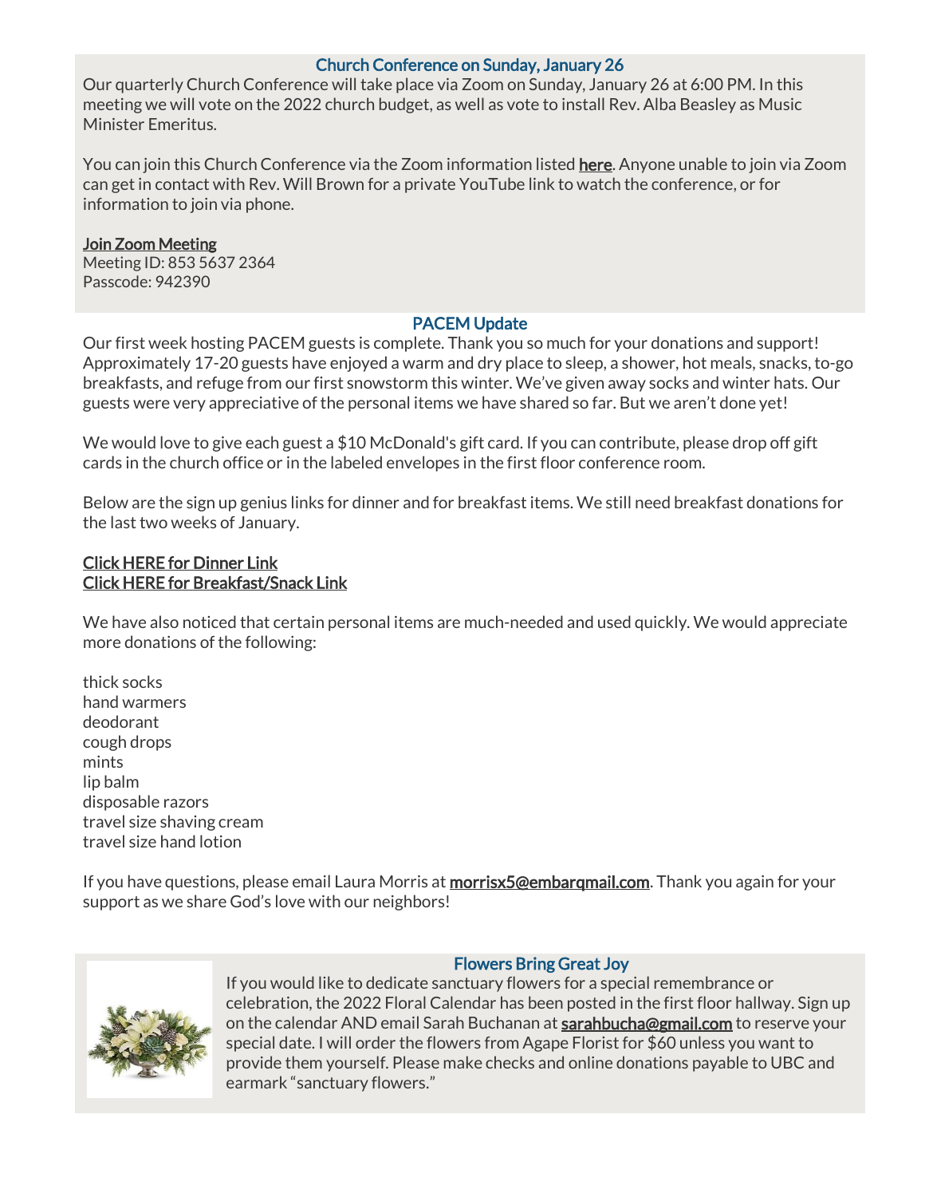## Church Conference on Sunday, January 26

Our quarterly Church Conference will take place via Zoom on Sunday, January 26 at 6:00 PM. In this meeting we will vote on the 2022 church budget, as well as vote to install Rev. Alba Beasley as Music Minister Emeritus.

You can join this Church Conference via the Zoom information listed here. Anyone unable to join via Zoom can get in contact with Rev. Will Brown for a private YouTube link to watch the conference, or for information to join via phone.

Join Zoom Meeting
Meeting ID: 853 5637 2364
Passcode: 942390

## PACEM Update

Our first week hosting PACEM guests is complete. Thank you so much for your donations and support! Approximately 17-20 guests have enjoyed a warm and dry place to sleep, a shower, hot meals, snacks, to-go breakfasts, and refuge from our first snowstorm this winter. We've given away socks and winter hats. Our guests were very appreciative of the personal items we have shared so far. But we aren't done yet!

We would love to give each guest a $10 McDonald's gift card. If you can contribute, please drop off gift cards in the church office or in the labeled envelopes in the first floor conference room.

Below are the sign up genius links for dinner and for breakfast items. We still need breakfast donations for the last two weeks of January.

Click HERE for Dinner Link
Click HERE for Breakfast/Snack Link

We have also noticed that certain personal items are much-needed and used quickly. We would appreciate more donations of the following:

thick socks
hand warmers
deodorant
cough drops
mints
lip balm
disposable razors
travel size shaving cream
travel size hand lotion

If you have questions, please email Laura Morris at **morrisx5@embarqmail.com**. Thank you again for your support as we share God's love with our neighbors!

## Flowers Bring Great Joy

If you would like to dedicate sanctuary flowers for a special remembrance or celebration, the 2022 Floral Calendar has been posted in the first floor hallway. Sign up on the calendar AND email Sarah Buchanan at **sarahbucha@gmail.com** to reserve your special date. I will order the flowers from Agape Florist for $60 unless you want to provide them yourself. Please make checks and online donations payable to UBC and earmark "sanctuary flowers."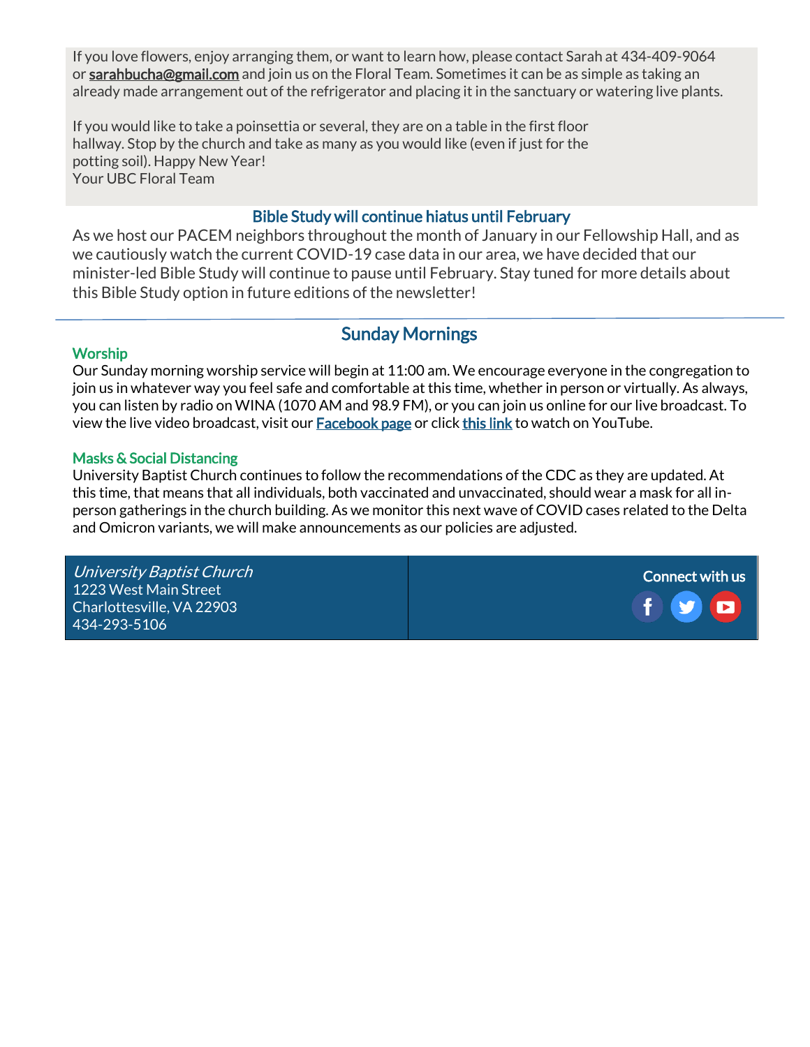If you love flowers, enjoy arranging them, or want to learn how, please contact Sarah at 434-409-9064 or sarahbucha@gmail.com and join us on the Floral Team. Sometimes it can be as simple as taking an already made arrangement out of the refrigerator and placing it in the sanctuary or watering live plants.

If you would like to take a poinsettia or several, they are on a table in the first floor hallway. Stop by the church and take as many as you would like (even if just for the potting soil). Happy New Year!
Your UBC Floral Team

### Bible Study will continue hiatus until February

As we host our PACEM neighbors throughout the month of January in our Fellowship Hall, and as we cautiously watch the current COVID-19 case data in our area, we have decided that our minister-led Bible Study will continue to pause until February. Stay tuned for more details about this Bible Study option in future editions of the newsletter!

---

## Sunday Mornings

### Worship

Our Sunday morning worship service will begin at 11:00 am. We encourage everyone in the congregation to join us in whatever way you feel safe and comfortable at this time, whether in person or virtually. As always, you can listen by radio on WINA (1070 AM and 98.9 FM), or you can join us online for our live broadcast. To view the live video broadcast, visit our **Facebook page** or click **this link** to watch on YouTube.

### Masks & Social Distancing

University Baptist Church continues to follow the recommendations of the CDC as they are updated. At this time, that means that all individuals, both vaccinated and unvaccinated, should wear a mask for all in-person gatherings in the church building. As we monitor this next wave of COVID cases related to the Delta and Omicron variants, we will make announcements as our policies are adjusted.

*University Baptist Church*
1223 West Main Street
Charlottesville, VA 22903
434-293-5106

**Connect with us**